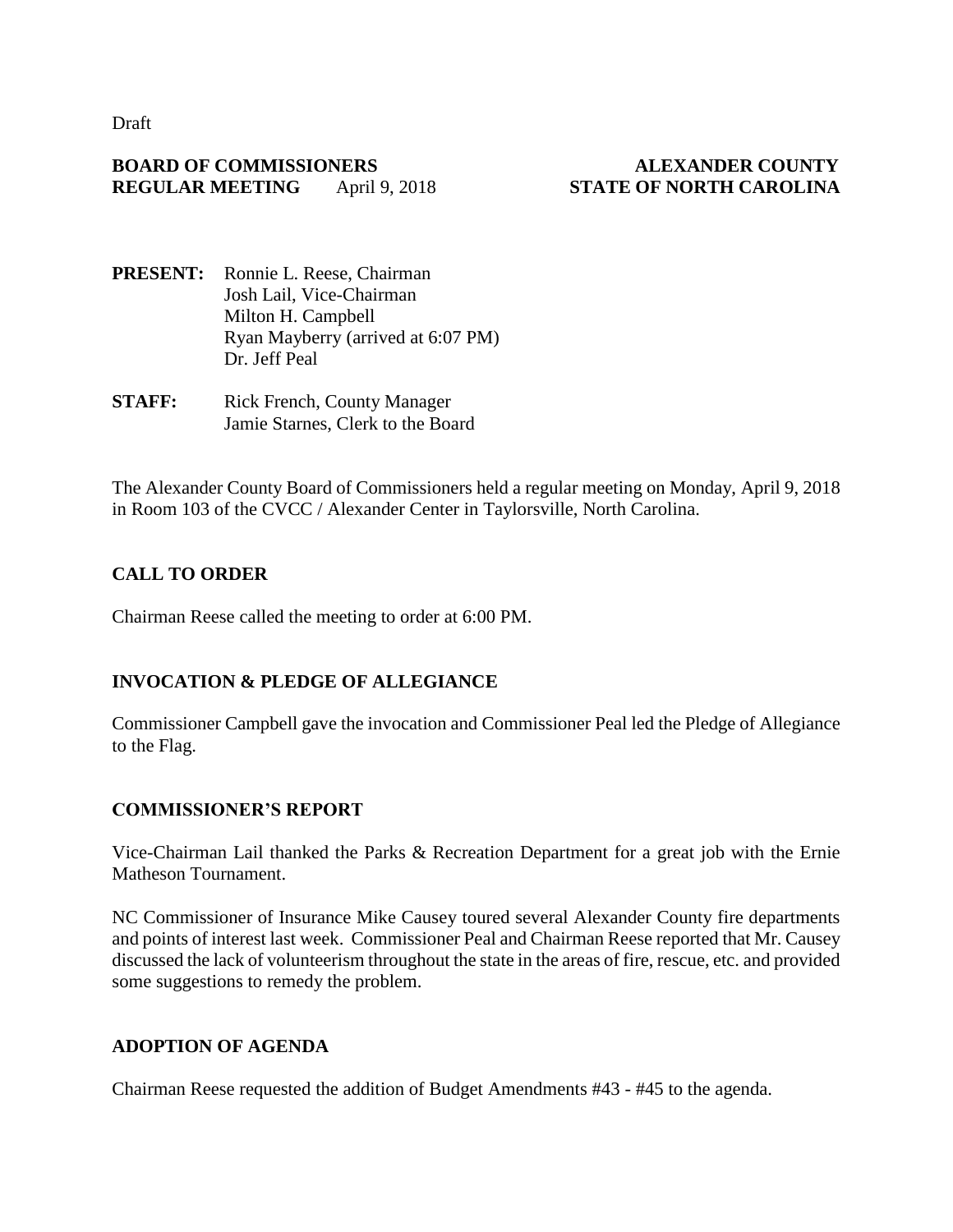Draft

**BOARD OF COMMISSIONERS** **ALEXANDER COUNTY**
**REGULAR MEETING** April 9, 2018 **STATE OF NORTH CAROLINA**

**PRESENT:** Ronnie L. Reese, Chairman
Josh Lail, Vice-Chairman
Milton H. Campbell
Ryan Mayberry (arrived at 6:07 PM)
Dr. Jeff Peal

**STAFF:** Rick French, County Manager
Jamie Starnes, Clerk to the Board

The Alexander County Board of Commissioners held a regular meeting on Monday, April 9, 2018 in Room 103 of the CVCC / Alexander Center in Taylorsville, North Carolina.

## CALL TO ORDER

Chairman Reese called the meeting to order at 6:00 PM.

## INVOCATION & PLEDGE OF ALLEGIANCE

Commissioner Campbell gave the invocation and Commissioner Peal led the Pledge of Allegiance to the Flag.

## COMMISSIONER'S REPORT

Vice-Chairman Lail thanked the Parks & Recreation Department for a great job with the Ernie Matheson Tournament.

NC Commissioner of Insurance Mike Causey toured several Alexander County fire departments and points of interest last week. Commissioner Peal and Chairman Reese reported that Mr. Causey discussed the lack of volunteerism throughout the state in the areas of fire, rescue, etc. and provided some suggestions to remedy the problem.

## ADOPTION OF AGENDA

Chairman Reese requested the addition of Budget Amendments #43 - #45 to the agenda.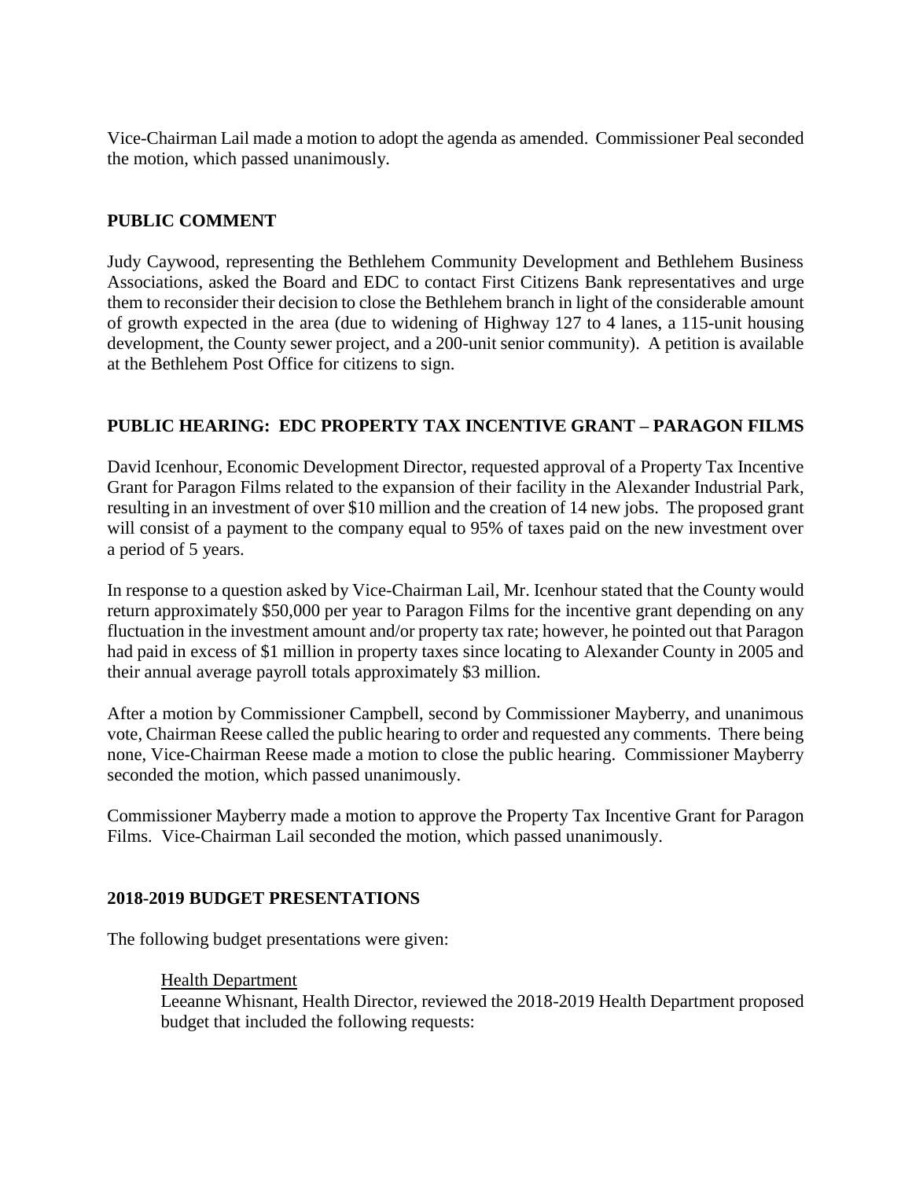Vice-Chairman Lail made a motion to adopt the agenda as amended. Commissioner Peal seconded the motion, which passed unanimously.

## PUBLIC COMMENT

Judy Caywood, representing the Bethlehem Community Development and Bethlehem Business Associations, asked the Board and EDC to contact First Citizens Bank representatives and urge them to reconsider their decision to close the Bethlehem branch in light of the considerable amount of growth expected in the area (due to widening of Highway 127 to 4 lanes, a 115-unit housing development, the County sewer project, and a 200-unit senior community). A petition is available at the Bethlehem Post Office for citizens to sign.

## PUBLIC HEARING: EDC PROPERTY TAX INCENTIVE GRANT – PARAGON FILMS

David Icenhour, Economic Development Director, requested approval of a Property Tax Incentive Grant for Paragon Films related to the expansion of their facility in the Alexander Industrial Park, resulting in an investment of over $10 million and the creation of 14 new jobs. The proposed grant will consist of a payment to the company equal to 95% of taxes paid on the new investment over a period of 5 years.

In response to a question asked by Vice-Chairman Lail, Mr. Icenhour stated that the County would return approximately $50,000 per year to Paragon Films for the incentive grant depending on any fluctuation in the investment amount and/or property tax rate; however, he pointed out that Paragon had paid in excess of $1 million in property taxes since locating to Alexander County in 2005 and their annual average payroll totals approximately $3 million.

After a motion by Commissioner Campbell, second by Commissioner Mayberry, and unanimous vote, Chairman Reese called the public hearing to order and requested any comments. There being none, Vice-Chairman Reese made a motion to close the public hearing. Commissioner Mayberry seconded the motion, which passed unanimously.

Commissioner Mayberry made a motion to approve the Property Tax Incentive Grant for Paragon Films. Vice-Chairman Lail seconded the motion, which passed unanimously.

## 2018-2019 BUDGET PRESENTATIONS

The following budget presentations were given:

Health Department

Leeanne Whisnant, Health Director, reviewed the 2018-2019 Health Department proposed budget that included the following requests: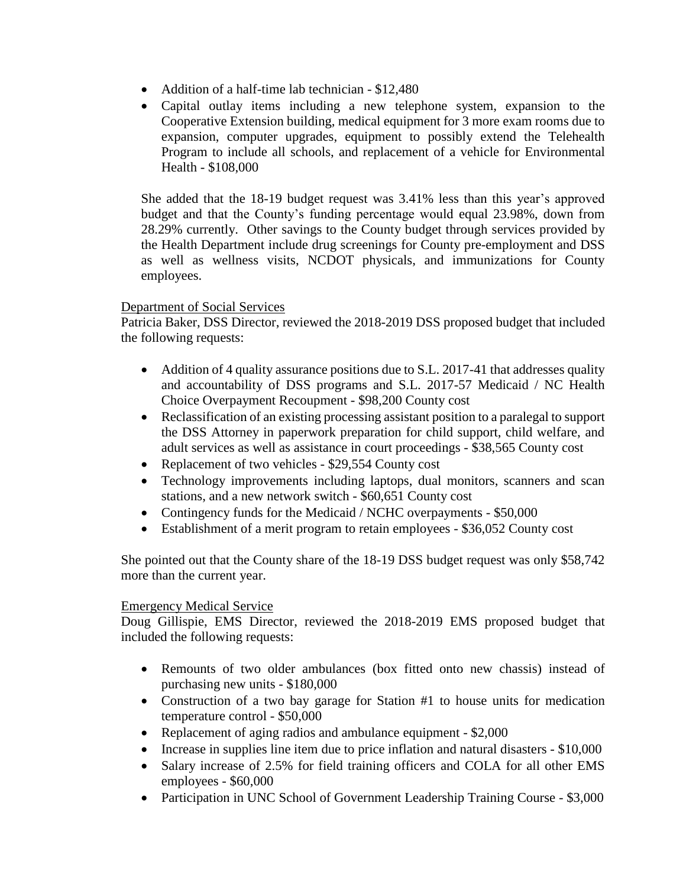- Addition of a half-time lab technician - $12,480
- Capital outlay items including a new telephone system, expansion to the Cooperative Extension building, medical equipment for 3 more exam rooms due to expansion, computer upgrades, equipment to possibly extend the Telehealth Program to include all schools, and replacement of a vehicle for Environmental Health - $108,000

She added that the 18-19 budget request was 3.41% less than this year's approved budget and that the County's funding percentage would equal 23.98%, down from 28.29% currently. Other savings to the County budget through services provided by the Health Department include drug screenings for County pre-employment and DSS as well as wellness visits, NCDOT physicals, and immunizations for County employees.

Department of Social Services

Patricia Baker, DSS Director, reviewed the 2018-2019 DSS proposed budget that included the following requests:

- Addition of 4 quality assurance positions due to S.L. 2017-41 that addresses quality and accountability of DSS programs and S.L. 2017-57 Medicaid / NC Health Choice Overpayment Recoupment - $98,200 County cost
- Reclassification of an existing processing assistant position to a paralegal to support the DSS Attorney in paperwork preparation for child support, child welfare, and adult services as well as assistance in court proceedings - $38,565 County cost
- Replacement of two vehicles - $29,554 County cost
- Technology improvements including laptops, dual monitors, scanners and scan stations, and a new network switch - $60,651 County cost
- Contingency funds for the Medicaid / NCHC overpayments - $50,000
- Establishment of a merit program to retain employees - $36,052 County cost

She pointed out that the County share of the 18-19 DSS budget request was only $58,742 more than the current year.

Emergency Medical Service

Doug Gillispie, EMS Director, reviewed the 2018-2019 EMS proposed budget that included the following requests:

- Remounts of two older ambulances (box fitted onto new chassis) instead of purchasing new units - $180,000
- Construction of a two bay garage for Station #1 to house units for medication temperature control - $50,000
- Replacement of aging radios and ambulance equipment - $2,000
- Increase in supplies line item due to price inflation and natural disasters - $10,000
- Salary increase of 2.5% for field training officers and COLA for all other EMS employees - $60,000
- Participation in UNC School of Government Leadership Training Course - $3,000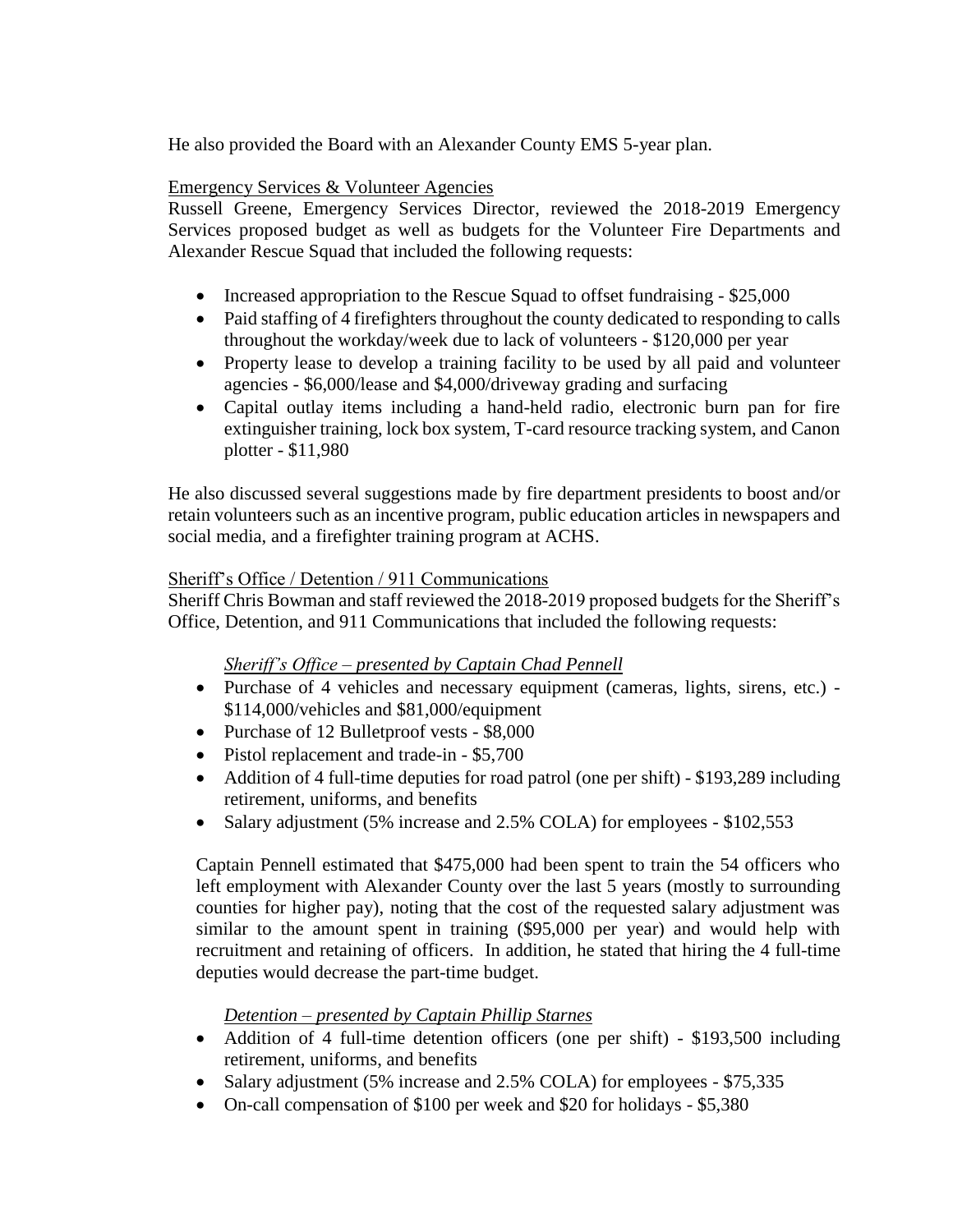He also provided the Board with an Alexander County EMS 5-year plan.

Emergency Services & Volunteer Agencies

Russell Greene, Emergency Services Director, reviewed the 2018-2019 Emergency Services proposed budget as well as budgets for the Volunteer Fire Departments and Alexander Rescue Squad that included the following requests:

- Increased appropriation to the Rescue Squad to offset fundraising - $25,000
- Paid staffing of 4 firefighters throughout the county dedicated to responding to calls throughout the workday/week due to lack of volunteers - $120,000 per year
- Property lease to develop a training facility to be used by all paid and volunteer agencies - $6,000/lease and $4,000/driveway grading and surfacing
- Capital outlay items including a hand-held radio, electronic burn pan for fire extinguisher training, lock box system, T-card resource tracking system, and Canon plotter - $11,980

He also discussed several suggestions made by fire department presidents to boost and/or retain volunteers such as an incentive program, public education articles in newspapers and social media, and a firefighter training program at ACHS.

Sheriff's Office / Detention / 911 Communications

Sheriff Chris Bowman and staff reviewed the 2018-2019 proposed budgets for the Sheriff's Office, Detention, and 911 Communications that included the following requests:

*Sheriff's Office – presented by Captain Chad Pennell*

- Purchase of 4 vehicles and necessary equipment (cameras, lights, sirens, etc.) - $114,000/vehicles and $81,000/equipment
- Purchase of 12 Bulletproof vests - $8,000
- Pistol replacement and trade-in - $5,700
- Addition of 4 full-time deputies for road patrol (one per shift) - $193,289 including retirement, uniforms, and benefits
- Salary adjustment (5% increase and 2.5% COLA) for employees - $102,553

Captain Pennell estimated that $475,000 had been spent to train the 54 officers who left employment with Alexander County over the last 5 years (mostly to surrounding counties for higher pay), noting that the cost of the requested salary adjustment was similar to the amount spent in training ($95,000 per year) and would help with recruitment and retaining of officers. In addition, he stated that hiring the 4 full-time deputies would decrease the part-time budget.

*Detention – presented by Captain Phillip Starnes*

- Addition of 4 full-time detention officers (one per shift) - $193,500 including retirement, uniforms, and benefits
- Salary adjustment (5% increase and 2.5% COLA) for employees - $75,335
- On-call compensation of $100 per week and $20 for holidays - $5,380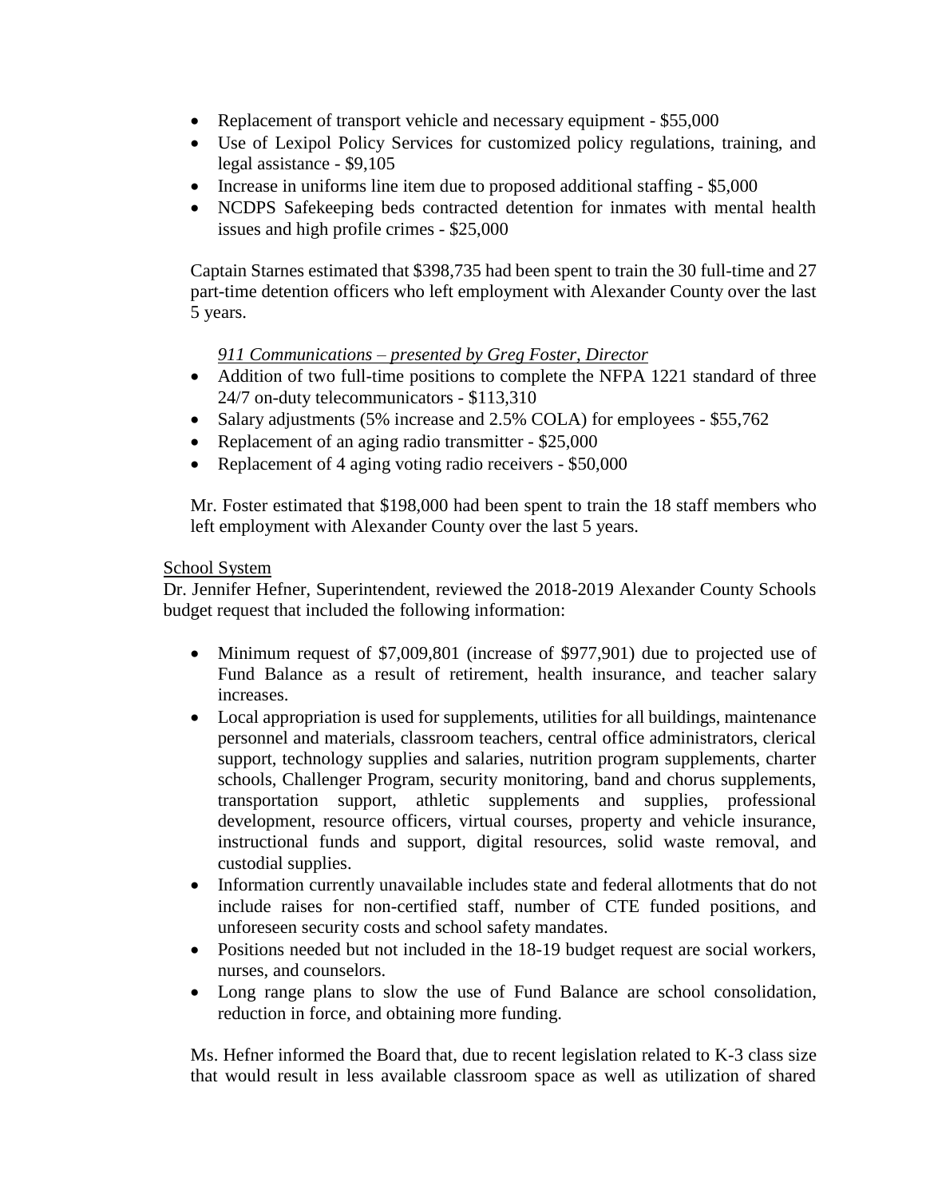- Replacement of transport vehicle and necessary equipment - $55,000
- Use of Lexipol Policy Services for customized policy regulations, training, and legal assistance - $9,105
- Increase in uniforms line item due to proposed additional staffing - $5,000
- NCDPS Safekeeping beds contracted detention for inmates with mental health issues and high profile crimes - $25,000

Captain Starnes estimated that $398,735 had been spent to train the 30 full-time and 27 part-time detention officers who left employment with Alexander County over the last 5 years.

*911 Communications – presented by Greg Foster, Director*

- Addition of two full-time positions to complete the NFPA 1221 standard of three 24/7 on-duty telecommunicators - $113,310
- Salary adjustments (5% increase and 2.5% COLA) for employees - $55,762
- Replacement of an aging radio transmitter - $25,000
- Replacement of 4 aging voting radio receivers - $50,000

Mr. Foster estimated that $198,000 had been spent to train the 18 staff members who left employment with Alexander County over the last 5 years.

School System

Dr. Jennifer Hefner, Superintendent, reviewed the 2018-2019 Alexander County Schools budget request that included the following information:

- Minimum request of $7,009,801 (increase of $977,901) due to projected use of Fund Balance as a result of retirement, health insurance, and teacher salary increases.
- Local appropriation is used for supplements, utilities for all buildings, maintenance personnel and materials, classroom teachers, central office administrators, clerical support, technology supplies and salaries, nutrition program supplements, charter schools, Challenger Program, security monitoring, band and chorus supplements, transportation support, athletic supplements and supplies, professional development, resource officers, virtual courses, property and vehicle insurance, instructional funds and support, digital resources, solid waste removal, and custodial supplies.
- Information currently unavailable includes state and federal allotments that do not include raises for non-certified staff, number of CTE funded positions, and unforeseen security costs and school safety mandates.
- Positions needed but not included in the 18-19 budget request are social workers, nurses, and counselors.
- Long range plans to slow the use of Fund Balance are school consolidation, reduction in force, and obtaining more funding.

Ms. Hefner informed the Board that, due to recent legislation related to K-3 class size that would result in less available classroom space as well as utilization of shared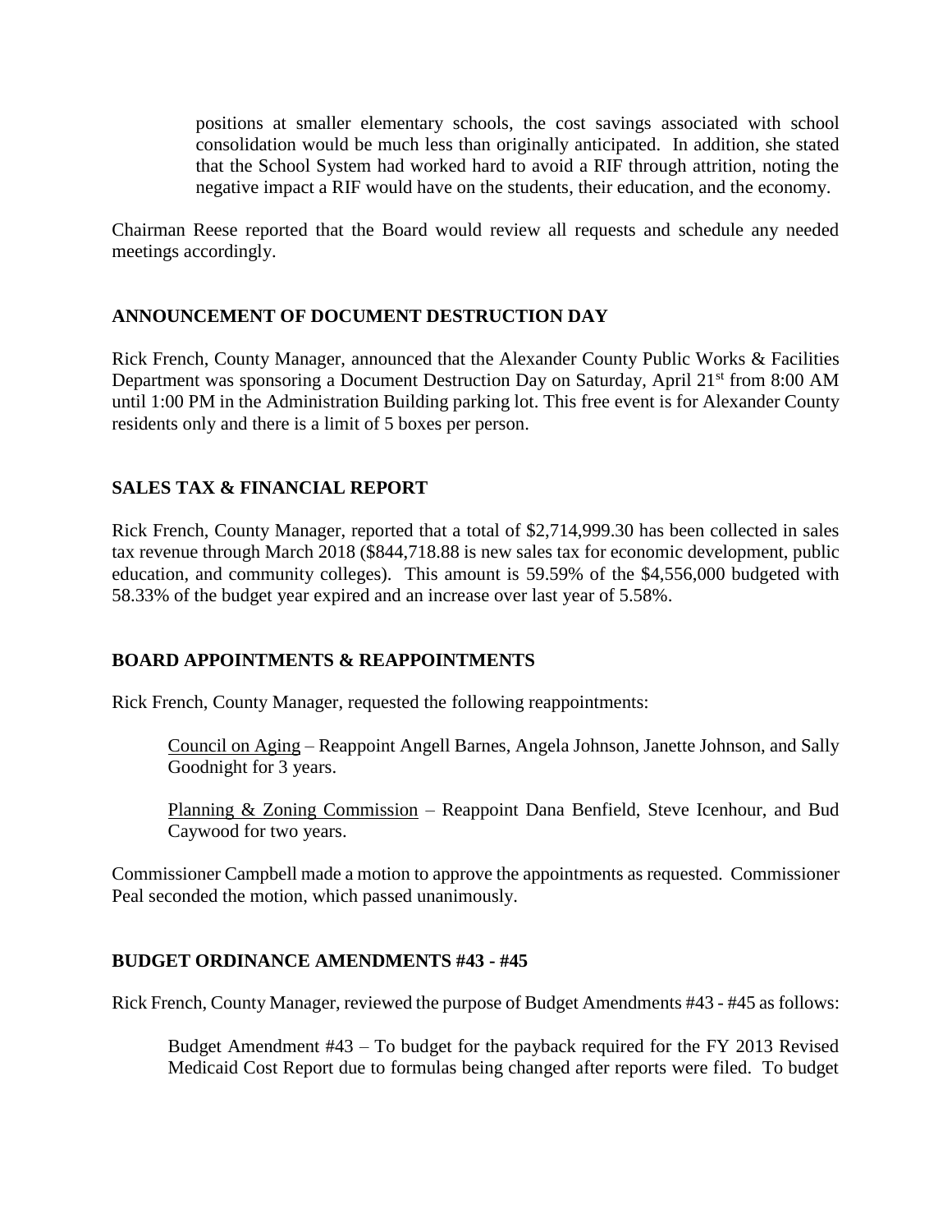positions at smaller elementary schools, the cost savings associated with school consolidation would be much less than originally anticipated. In addition, she stated that the School System had worked hard to avoid a RIF through attrition, noting the negative impact a RIF would have on the students, their education, and the economy.

Chairman Reese reported that the Board would review all requests and schedule any needed meetings accordingly.

## ANNOUNCEMENT OF DOCUMENT DESTRUCTION DAY

Rick French, County Manager, announced that the Alexander County Public Works & Facilities Department was sponsoring a Document Destruction Day on Saturday, April 21st from 8:00 AM until 1:00 PM in the Administration Building parking lot. This free event is for Alexander County residents only and there is a limit of 5 boxes per person.

## SALES TAX & FINANCIAL REPORT

Rick French, County Manager, reported that a total of $2,714,999.30 has been collected in sales tax revenue through March 2018 ($844,718.88 is new sales tax for economic development, public education, and community colleges). This amount is 59.59% of the $4,556,000 budgeted with 58.33% of the budget year expired and an increase over last year of 5.58%.

## BOARD APPOINTMENTS & REAPPOINTMENTS

Rick French, County Manager, requested the following reappointments:

Council on Aging – Reappoint Angell Barnes, Angela Johnson, Janette Johnson, and Sally Goodnight for 3 years.

Planning & Zoning Commission – Reappoint Dana Benfield, Steve Icenhour, and Bud Caywood for two years.

Commissioner Campbell made a motion to approve the appointments as requested. Commissioner Peal seconded the motion, which passed unanimously.

## BUDGET ORDINANCE AMENDMENTS #43 - #45

Rick French, County Manager, reviewed the purpose of Budget Amendments #43 - #45 as follows:

Budget Amendment #43 – To budget for the payback required for the FY 2013 Revised Medicaid Cost Report due to formulas being changed after reports were filed. To budget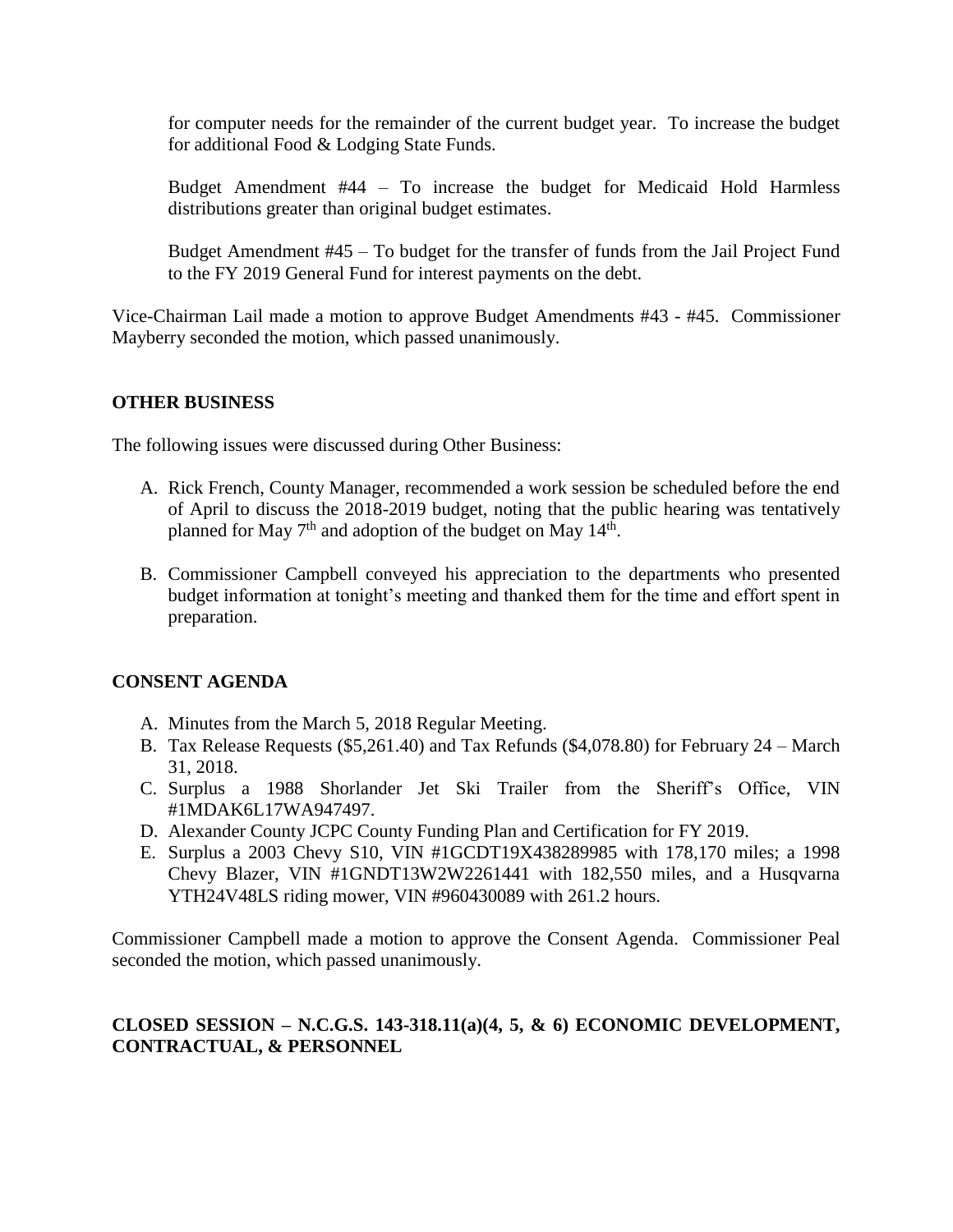for computer needs for the remainder of the current budget year. To increase the budget for additional Food & Lodging State Funds.

Budget Amendment #44 – To increase the budget for Medicaid Hold Harmless distributions greater than original budget estimates.

Budget Amendment #45 – To budget for the transfer of funds from the Jail Project Fund to the FY 2019 General Fund for interest payments on the debt.

Vice-Chairman Lail made a motion to approve Budget Amendments #43 - #45. Commissioner Mayberry seconded the motion, which passed unanimously.

## OTHER BUSINESS

The following issues were discussed during Other Business:

A. Rick French, County Manager, recommended a work session be scheduled before the end of April to discuss the 2018-2019 budget, noting that the public hearing was tentatively planned for May 7th and adoption of the budget on May 14th.

B. Commissioner Campbell conveyed his appreciation to the departments who presented budget information at tonight's meeting and thanked them for the time and effort spent in preparation.

## CONSENT AGENDA

A. Minutes from the March 5, 2018 Regular Meeting.
B. Tax Release Requests ($5,261.40) and Tax Refunds ($4,078.80) for February 24 – March 31, 2018.
C. Surplus a 1988 Shorlander Jet Ski Trailer from the Sheriff's Office, VIN #1MDAK6L17WA947497.
D. Alexander County JCPC County Funding Plan and Certification for FY 2019.
E. Surplus a 2003 Chevy S10, VIN #1GCDT19X438289985 with 178,170 miles; a 1998 Chevy Blazer, VIN #1GNDT13W2W2261441 with 182,550 miles, and a Husqvarna YTH24V48LS riding mower, VIN #960430089 with 261.2 hours.

Commissioner Campbell made a motion to approve the Consent Agenda. Commissioner Peal seconded the motion, which passed unanimously.

## CLOSED SESSION – N.C.G.S. 143-318.11(a)(4, 5, & 6) ECONOMIC DEVELOPMENT, CONTRACTUAL, & PERSONNEL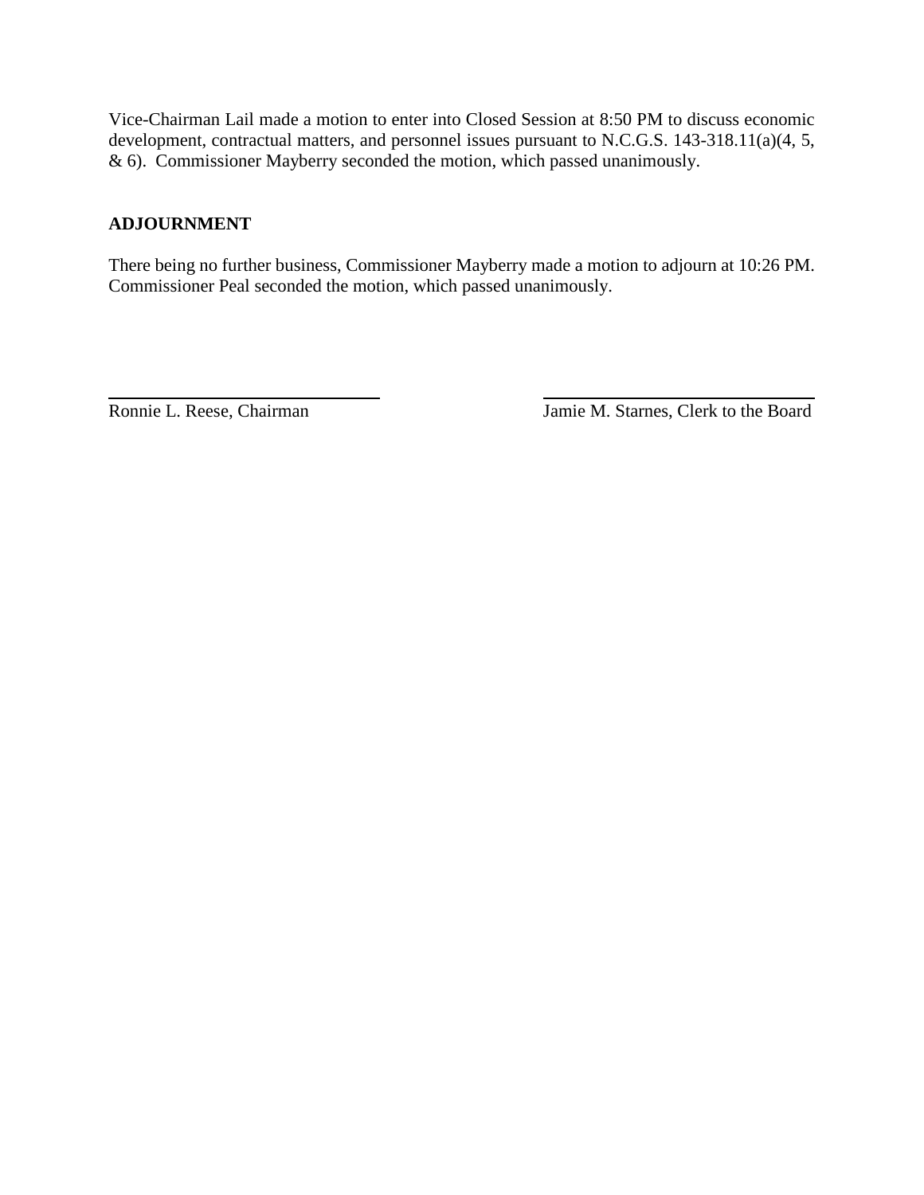Vice-Chairman Lail made a motion to enter into Closed Session at 8:50 PM to discuss economic development, contractual matters, and personnel issues pursuant to N.C.G.S. 143-318.11(a)(4, 5, & 6). Commissioner Mayberry seconded the motion, which passed unanimously.

**ADJOURNMENT**

There being no further business, Commissioner Mayberry made a motion to adjourn at 10:26 PM. Commissioner Peal seconded the motion, which passed unanimously.

Ronnie L. Reese, Chairman

Jamie M. Starnes, Clerk to the Board